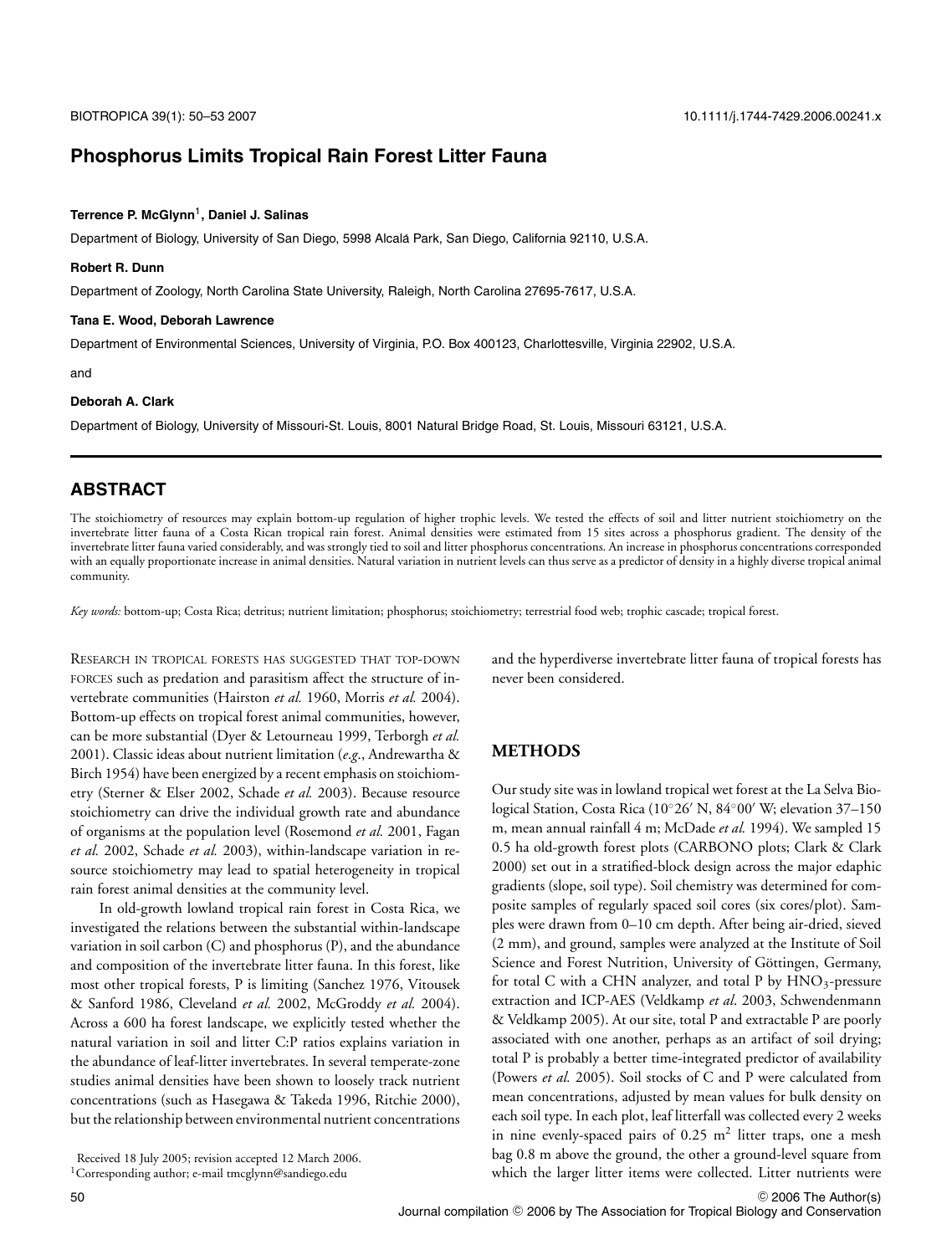# Phosphorus Limits Tropical Rain Forest Litter Fauna

**Terrence P. McGlynn**[1]**, Daniel J. Salinas**

Department of Biology, University of San Diego, 5998 Alcalá Park, San Diego, California 92110, U.S.A.

**Robert R. Dunn**

Department of Zoology, North Carolina State University, Raleigh, North Carolina 27695-7617, U.S.A.

**Tana E. Wood, Deborah Lawrence**

Department of Environmental Sciences, University of Virginia, P.O. Box 400123, Charlottesville, Virginia 22902, U.S.A.

and

**Deborah A. Clark**

Department of Biology, University of Missouri-St. Louis, 8001 Natural Bridge Road, St. Louis, Missouri 63121, U.S.A.

## ABSTRACT

The stoichiometry of resources may explain bottom-up regulation of higher trophic levels. We tested the effects of soil and litter nutrient stoichiometry on the invertebrate litter fauna of a Costa Rican tropical rain forest. Animal densities were estimated from 15 sites across a phosphorus gradient. The density of the invertebrate litter fauna varied considerably, and was strongly tied to soil and litter phosphorus concentrations. An increase in phosphorus concentrations corresponded with an equally proportionate increase in animal densities. Natural variation in nutrient levels can thus serve as a predictor of density in a highly diverse tropical animal community.

*Key words:* bottom-up; Costa Rica; detritus; nutrient limitation; phosphorus; stoichiometry; terrestrial food web; trophic cascade; tropical forest.

RESEARCH IN TROPICAL FORESTS HAS SUGGESTED THAT TOP-DOWN FORCES such as predation and parasitism affect the structure of invertebrate communities (Hairston *et al.* 1960, Morris *et al.* 2004). Bottom-up effects on tropical forest animal communities, however, can be more substantial (Dyer & Letourneau 1999, Terborgh *et al.* 2001). Classic ideas about nutrient limitation (*e.g.*, Andrewartha & Birch 1954) have been energized by a recent emphasis on stoichiometry (Sterner & Elser 2002, Schade *et al.* 2003). Because resource stoichiometry can drive the individual growth rate and abundance of organisms at the population level (Rosemond *et al.* 2001, Fagan *et al.* 2002, Schade *et al.* 2003), within-landscape variation in resource stoichiometry may lead to spatial heterogeneity in tropical rain forest animal densities at the community level.

In old-growth lowland tropical rain forest in Costa Rica, we investigated the relations between the substantial within-landscape variation in soil carbon (C) and phosphorus (P), and the abundance and composition of the invertebrate litter fauna. In this forest, like most other tropical forests, P is limiting (Sanchez 1976, Vitousek & Sanford 1986, Cleveland *et al.* 2002, McGroddy *et al.* 2004). Across a 600 ha forest landscape, we explicitly tested whether the natural variation in soil and litter C:P ratios explains variation in the abundance of leaf-litter invertebrates. In several temperate-zone studies animal densities have been shown to loosely track nutrient concentrations (such as Hasegawa & Takeda 1996, Ritchie 2000), but the relationship between environmental nutrient concentrations and the hyperdiverse invertebrate litter fauna of tropical forests has never been considered.

## METHODS

Our study site was in lowland tropical wet forest at the La Selva Biological Station, Costa Rica (10°26′ N, 84°00′ W; elevation 37–150 m, mean annual rainfall 4 m; McDade *et al.* 1994). We sampled 15 0.5 ha old-growth forest plots (CARBONO plots; Clark & Clark 2000) set out in a stratified-block design across the major edaphic gradients (slope, soil type). Soil chemistry was determined for composite samples of regularly spaced soil cores (six cores/plot). Samples were drawn from 0–10 cm depth. After being air-dried, sieved (2 mm), and ground, samples were analyzed at the Institute of Soil Science and Forest Nutrition, University of Göttingen, Germany, for total C with a CHN analyzer, and total P by $HNO_3$-pressure extraction and ICP-AES (Veldkamp *et al.* 2003, Schwendenmann & Veldkamp 2005). At our site, total P and extractable P are poorly associated with one another, perhaps as an artifact of soil drying; total P is probably a better time-integrated predictor of availability (Powers *et al.* 2005). Soil stocks of C and P were calculated from mean concentrations, adjusted by mean values for bulk density on each soil type. In each plot, leaf litterfall was collected every 2 weeks in nine evenly-spaced pairs of 0.25 $m^2$ litter traps, one a mesh bag 0.8 m above the ground, the other a ground-level square from which the larger litter items were collected. Litter nutrients were

Received 18 July 2005; revision accepted 12 March 2006.
[1]Corresponding author; e-mail tmcglynn@sandiego.edu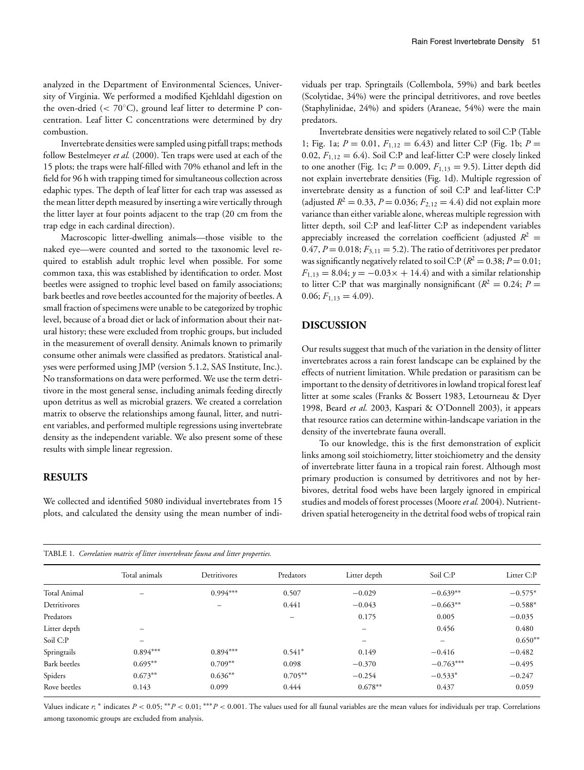analyzed in the Department of Environmental Sciences, University of Virginia. We performed a modified Kjehldahl digestion on the oven-dried ($< 70°C$), ground leaf litter to determine P concentration. Leaf litter C concentrations were determined by dry combustion.

Invertebrate densities were sampled using pitfall traps; methods follow Bestelmeyer *et al.* (2000). Ten traps were used at each of the 15 plots; the traps were half-filled with 70% ethanol and left in the field for 96 h with trapping timed for simultaneous collection across edaphic types. The depth of leaf litter for each trap was assessed as the mean litter depth measured by inserting a wire vertically through the litter layer at four points adjacent to the trap (20 cm from the trap edge in each cardinal direction).

Macroscopic litter-dwelling animals—those visible to the naked eye—were counted and sorted to the taxonomic level required to establish adult trophic level when possible. For some common taxa, this was established by identification to order. Most beetles were assigned to trophic level based on family associations; bark beetles and rove beetles accounted for the majority of beetles. A small fraction of specimens were unable to be categorized by trophic level, because of a broad diet or lack of information about their natural history; these were excluded from trophic groups, but included in the measurement of overall density. Animals known to primarily consume other animals were classified as predators. Statistical analyses were performed using JMP (version 5.1.2, SAS Institute, Inc.). No transformations on data were performed. We use the term detritivore in the most general sense, including animals feeding directly upon detritus as well as microbial grazers. We created a correlation matrix to observe the relationships among faunal, litter, and nutrient variables, and performed multiple regressions using invertebrate density as the independent variable. We also present some of these results with simple linear regression.

## RESULTS

We collected and identified 5080 individual invertebrates from 15 plots, and calculated the density using the mean number of individuals per trap. Springtails (Collembola, 59%) and bark beetles (Scolytidae, 34%) were the principal detritivores, and rove beetles (Staphylinidae, 24%) and spiders (Araneae, 54%) were the main predators.

Invertebrate densities were negatively related to soil C:P (Table 1; Fig. 1a; $P = 0.01$, $F_{1,12} = 6.43$) and litter C:P (Fig. 1b; $P = 0.02$, $F_{1,12} = 6.4$). Soil C:P and leaf-litter C:P were closely linked to one another (Fig. 1c; $P = 0.009$, $F_{1,13} = 9.5$). Litter depth did not explain invertebrate densities (Fig. 1d). Multiple regression of invertebrate density as a function of soil C:P and leaf-litter C:P (adjusted $R^2 = 0.33$, $P = 0.036$; $F_{2,12} = 4.4$) did not explain more variance than either variable alone, whereas multiple regression with litter depth, soil C:P and leaf-litter C:P as independent variables appreciably increased the correlation coefficient (adjusted $R^2 = 0.47$, $P = 0.018$; $F_{3,11} = 5.2$). The ratio of detritivores per predator was significantly negatively related to soil C:P ($R^2 = 0.38$; $P = 0.01$; $F_{1,13} = 8.04$; $y = -0.03\times + 14.4$) and with a similar relationship to litter C:P that was marginally nonsignificant ($R^2 = 0.24$; $P = 0.06$; $F_{1,13} = 4.09$).

## DISCUSSION

Our results suggest that much of the variation in the density of litter invertebrates across a rain forest landscape can be explained by the effects of nutrient limitation. While predation or parasitism can be important to the density of detritivores in lowland tropical forest leaf litter at some scales (Franks & Bossert 1983, Letourneau & Dyer 1998, Beard *et al.* 2003, Kaspari & O'Donnell 2003), it appears that resource ratios can determine within-landscape variation in the density of the invertebrate fauna overall.

To our knowledge, this is the first demonstration of explicit links among soil stoichiometry, litter stoichiometry and the density of invertebrate litter fauna in a tropical rain forest. Although most primary production is consumed by detritivores and not by herbivores, detrital food webs have been largely ignored in empirical studies and models of forest processes (Moore *et al.* 2004). Nutrient-driven spatial heterogeneity in the detrital food webs of tropical rain

TABLE 1. *Correlation matrix of litter invertebrate fauna and litter properties.*

| | Total animals | Detritivores | Predators | Litter depth | Soil C:P | Litter C:P |
|---|---|---|---|---|---|---|
| Total Animal | – | 0.994*** | 0.507 | −0.029 | −0.639** | −0.575* |
| Detritivores | | – | 0.441 | −0.043 | −0.663** | −0.588* |
| Predators | | | – | 0.175 | 0.005 | −0.035 |
| Litter depth | – | | | – | 0.456 | 0.480 |
| Soil C:P | – | | | – | – | 0.650** |
| Springtails | 0.894*** | 0.894*** | 0.541* | 0.149 | −0.416 | −0.482 |
| Bark beetles | 0.695** | 0.709** | 0.098 | −0.370 | −0.763*** | −0.495 |
| Spiders | 0.673** | 0.636** | 0.705** | −0.254 | −0.533* | −0.247 |
| Rove beetles | 0.143 | 0.099 | 0.444 | 0.678** | 0.437 | 0.059 |

Values indicate *r*; * indicates $P < 0.05$; ** $P < 0.01$; *** $P < 0.001$. The values used for all faunal variables are the mean values for individuals per trap. Correlations among taxonomic groups are excluded from analysis.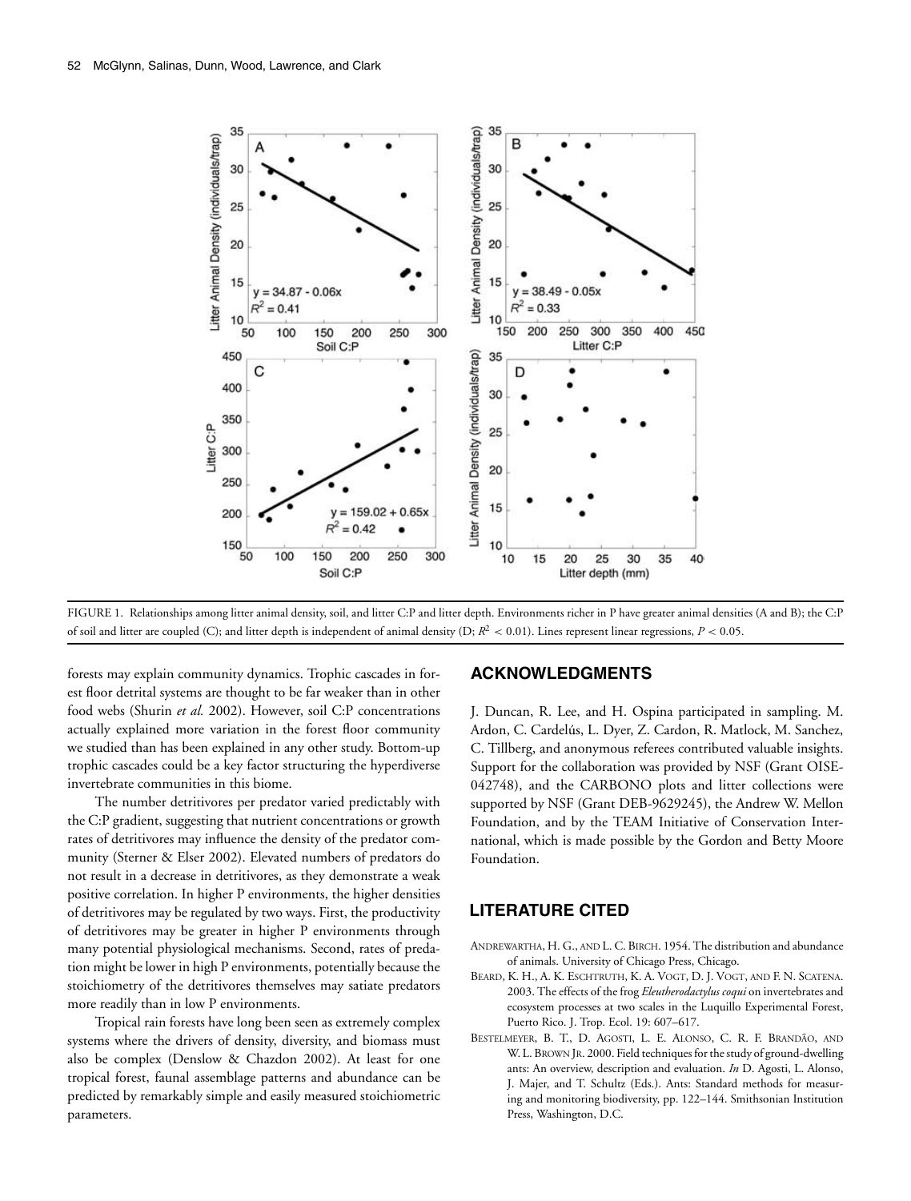A

y = 34.87 - 0.06x

$R^2$ = 0.41

Litter Animal Density (individuals/trap)

Soil C:P

B

y = 38.49 - 0.05x

$R^2$ = 0.33

Litter Animal Density (individuals/trap)

Litter C:P

C

y = 159.02 + 0.65x

$R^2$ = 0.42

Litter C:P

Soil C:P

D

Litter Animal Density (individuals/trap)

Litter depth (mm)

FIGURE 1. Relationships among litter animal density, soil, and litter C:P and litter depth. Environments richer in P have greater animal densities (A and B); the C:P of soil and litter are coupled (C); and litter depth is independent of animal density (D; $R^2 < 0.01$). Lines represent linear regressions, $P < 0.05$.

forests may explain community dynamics. Trophic cascades in forest floor detrital systems are thought to be far weaker than in other food webs (Shurin *et al.* 2002). However, soil C:P concentrations actually explained more variation in the forest floor community we studied than has been explained in any other study. Bottom-up trophic cascades could be a key factor structuring the hyperdiverse invertebrate communities in this biome.

The number detritivores per predator varied predictably with the C:P gradient, suggesting that nutrient concentrations or growth rates of detritivores may influence the density of the predator community (Sterner & Elser 2002). Elevated numbers of predators do not result in a decrease in detritivores, as they demonstrate a weak positive correlation. In higher P environments, the higher densities of detritivores may be regulated by two ways. First, the productivity of detritivores may be greater in higher P environments through many potential physiological mechanisms. Second, rates of predation might be lower in high P environments, potentially because the stoichiometry of the detritivores themselves may satiate predators more readily than in low P environments.

Tropical rain forests have long been seen as extremely complex systems where the drivers of density, diversity, and biomass must also be complex (Denslow & Chazdon 2002). At least for one tropical forest, faunal assemblage patterns and abundance can be predicted by remarkably simple and easily measured stoichiometric parameters.

## ACKNOWLEDGMENTS

J. Duncan, R. Lee, and H. Ospina participated in sampling. M. Ardon, C. Cardelús, L. Dyer, Z. Cardon, R. Matlock, M. Sanchez, C. Tillberg, and anonymous referees contributed valuable insights. Support for the collaboration was provided by NSF (Grant OISE-042748), and the CARBONO plots and litter collections were supported by NSF (Grant DEB-9629245), the Andrew W. Mellon Foundation, and by the TEAM Initiative of Conservation International, which is made possible by the Gordon and Betty Moore Foundation.

## LITERATURE CITED

ANDREWARTHA, H. G., AND L. C. BIRCH. 1954. The distribution and abundance of animals. University of Chicago Press, Chicago.

BEARD, K. H., A. K. ESCHTRUTH, K. A. VOGT, D. J. VOGT, AND F. N. SCATENA. 2003. The effects of the frog *Eleutherodactylus coqui* on invertebrates and ecosystem processes at two scales in the Luquillo Experimental Forest, Puerto Rico. J. Trop. Ecol. 19: 607–617.

BESTELMEYER, B. T., D. AGOSTI, L. E. ALONSO, C. R. F. BRANDÃO, AND W. L. BROWN JR. 2000. Field techniques for the study of ground-dwelling ants: An overview, description and evaluation. *In* D. Agosti, L. Alonso, J. Majer, and T. Schultz (Eds.). Ants: Standard methods for measuring and monitoring biodiversity, pp. 122–144. Smithsonian Institution Press, Washington, D.C.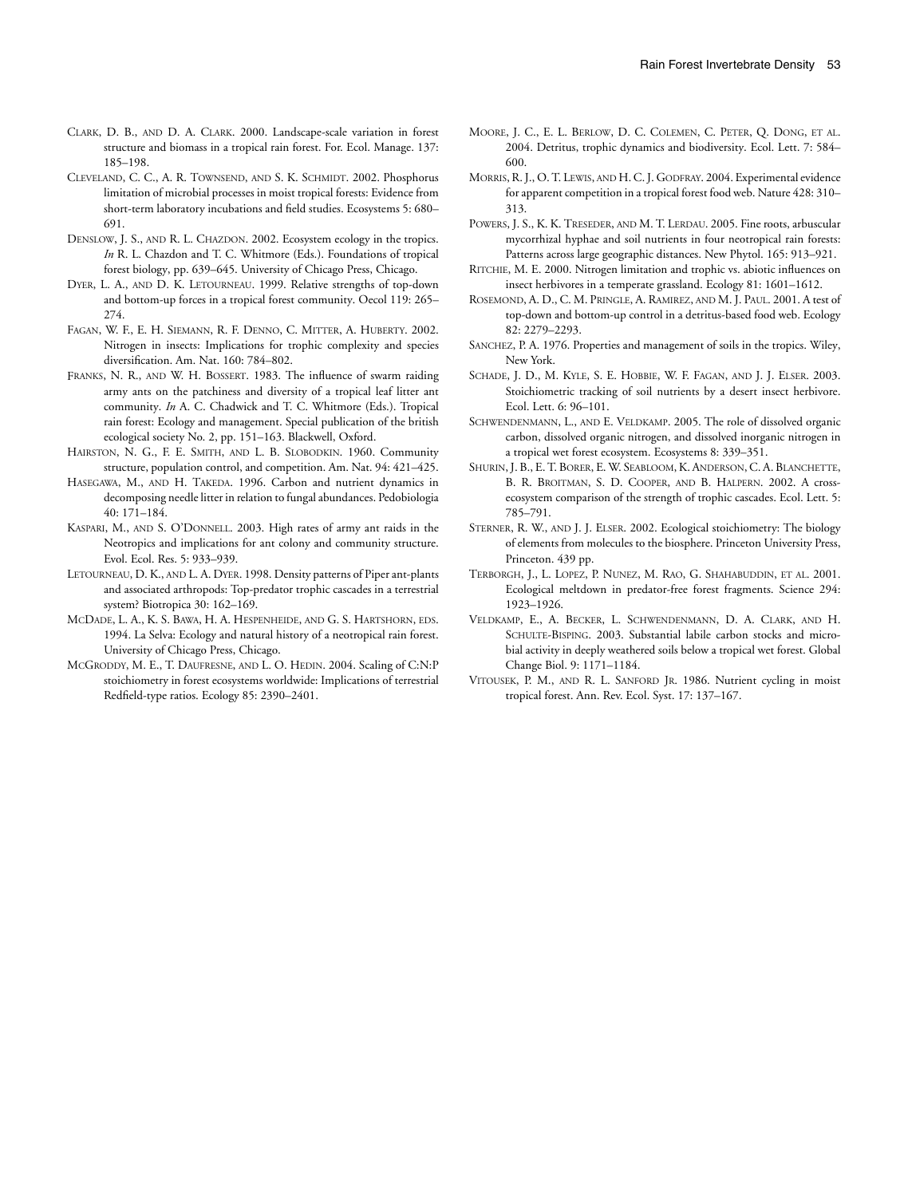Clark, D. B., and D. A. Clark. 2000. Landscape-scale variation in forest structure and biomass in a tropical rain forest. For. Ecol. Manage. 137: 185–198.

Cleveland, C. C., A. R. Townsend, and S. K. Schmidt. 2002. Phosphorus limitation of microbial processes in moist tropical forests: Evidence from short-term laboratory incubations and field studies. Ecosystems 5: 680–691.

Denslow, J. S., and R. L. Chazdon. 2002. Ecosystem ecology in the tropics. *In* R. L. Chazdon and T. C. Whitmore (Eds.). Foundations of tropical forest biology, pp. 639–645. University of Chicago Press, Chicago.

Dyer, L. A., and D. K. Letourneau. 1999. Relative strengths of top-down and bottom-up forces in a tropical forest community. Oecol 119: 265–274.

Fagan, W. F., E. H. Siemann, R. F. Denno, C. Mitter, A. Huberty. 2002. Nitrogen in insects: Implications for trophic complexity and species diversification. Am. Nat. 160: 784–802.

Franks, N. R., and W. H. Bossert. 1983. The influence of swarm raiding army ants on the patchiness and diversity of a tropical leaf litter ant community. *In* A. C. Chadwick and T. C. Whitmore (Eds.). Tropical rain forest: Ecology and management. Special publication of the british ecological society No. 2, pp. 151–163. Blackwell, Oxford.

Hairston, N. G., F. E. Smith, and L. B. Slobodkin. 1960. Community structure, population control, and competition. Am. Nat. 94: 421–425.

Hasegawa, M., and H. Takeda. 1996. Carbon and nutrient dynamics in decomposing needle litter in relation to fungal abundances. Pedobiologia 40: 171–184.

Kaspari, M., and S. O'Donnell. 2003. High rates of army ant raids in the Neotropics and implications for ant colony and community structure. Evol. Ecol. Res. 5: 933–939.

Letourneau, D. K., and L. A. Dyer. 1998. Density patterns of Piper ant-plants and associated arthropods: Top-predator trophic cascades in a terrestrial system? Biotropica 30: 162–169.

McDade, L. A., K. S. Bawa, H. A. Hespenheide, and G. S. Hartshorn, eds. 1994. La Selva: Ecology and natural history of a neotropical rain forest. University of Chicago Press, Chicago.

McGroddy, M. E., T. Daufresne, and L. O. Hedin. 2004. Scaling of C:N:P stoichiometry in forest ecosystems worldwide: Implications of terrestrial Redfield-type ratios. Ecology 85: 2390–2401.

Moore, J. C., E. L. Berlow, D. C. Colemen, C. Peter, Q. Dong, et al. 2004. Detritus, trophic dynamics and biodiversity. Ecol. Lett. 7: 584–600.

Morris, R. J., O. T. Lewis, and H. C. J. Godfray. 2004. Experimental evidence for apparent competition in a tropical forest food web. Nature 428: 310–313.

Powers, J. S., K. K. Treseder, and M. T. Lerdau. 2005. Fine roots, arbuscular mycorrhizal hyphae and soil nutrients in four neotropical rain forests: Patterns across large geographic distances. New Phytol. 165: 913–921.

Ritchie, M. E. 2000. Nitrogen limitation and trophic vs. abiotic influences on insect herbivores in a temperate grassland. Ecology 81: 1601–1612.

Rosemond, A. D., C. M. Pringle, A. Ramirez, and M. J. Paul. 2001. A test of top-down and bottom-up control in a detritus-based food web. Ecology 82: 2279–2293.

Sanchez, P. A. 1976. Properties and management of soils in the tropics. Wiley, New York.

Schade, J. D., M. Kyle, S. E. Hobbie, W. F. Fagan, and J. J. Elser. 2003. Stoichiometric tracking of soil nutrients by a desert insect herbivore. Ecol. Lett. 6: 96–101.

Schwendenmann, L., and E. Veldkamp. 2005. The role of dissolved organic carbon, dissolved organic nitrogen, and dissolved inorganic nitrogen in a tropical wet forest ecosystem. Ecosystems 8: 339–351.

Shurin, J. B., E. T. Borer, E. W. Seabloom, K. Anderson, C. A. Blanchette, B. R. Broitman, S. D. Cooper, and B. Halpern. 2002. A cross-ecosystem comparison of the strength of trophic cascades. Ecol. Lett. 5: 785–791.

Sterner, R. W., and J. J. Elser. 2002. Ecological stoichiometry: The biology of elements from molecules to the biosphere. Princeton University Press, Princeton. 439 pp.

Terborgh, J., L. Lopez, P. Nunez, M. Rao, G. Shahabuddin, et al. 2001. Ecological meltdown in predator-free forest fragments. Science 294: 1923–1926.

Veldkamp, E., A. Becker, L. Schwendenmann, D. A. Clark, and H. Schulte-Bisping. 2003. Substantial labile carbon stocks and microbial activity in deeply weathered soils below a tropical wet forest. Global Change Biol. 9: 1171–1184.

Vitousek, P. M., and R. L. Sanford Jr. 1986. Nutrient cycling in moist tropical forest. Ann. Rev. Ecol. Syst. 17: 137–167.